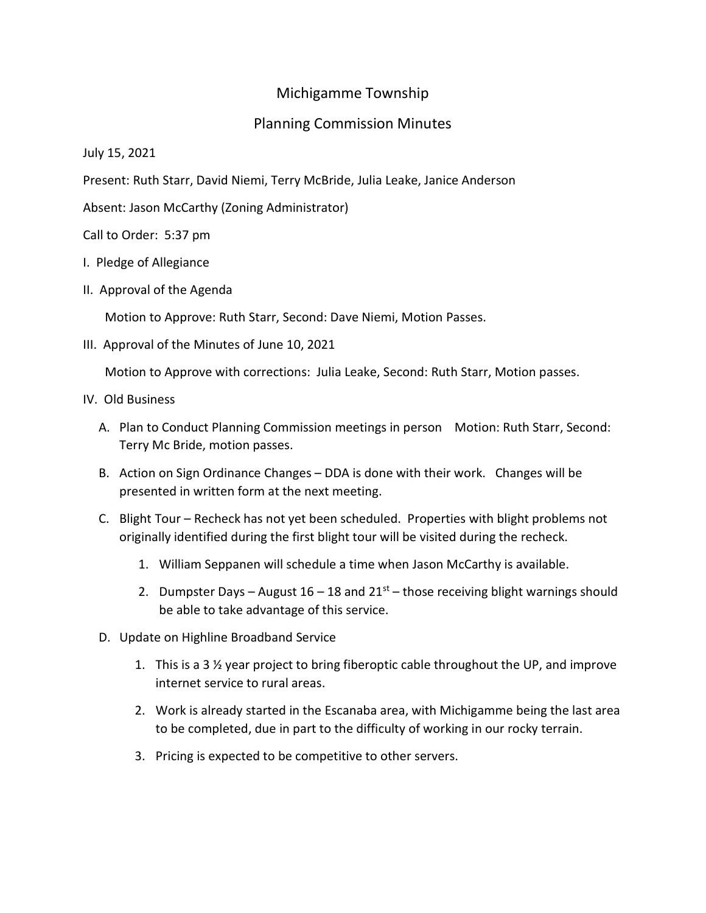# Michigamme Township

## Planning Commission Minutes

July 15, 2021

Present: Ruth Starr, David Niemi, Terry McBride, Julia Leake, Janice Anderson

Absent: Jason McCarthy (Zoning Administrator)

Call to Order: 5:37 pm

I. Pledge of Allegiance

II. Approval of the Agenda

Motion to Approve: Ruth Starr, Second: Dave Niemi, Motion Passes.

III. Approval of the Minutes of June 10, 2021

Motion to Approve with corrections: Julia Leake, Second: Ruth Starr, Motion passes.

IV. Old Business

A. Plan to Conduct Planning Commission meetings in person Motion: Ruth Starr, Second: Terry Mc Bride, motion passes.

B. Action on Sign Ordinance Changes – DDA is done with their work. Changes will be presented in written form at the next meeting.

C. Blight Tour – Recheck has not yet been scheduled. Properties with blight problems not originally identified during the first blight tour will be visited during the recheck.

1. William Seppanen will schedule a time when Jason McCarthy is available.
2. Dumpster Days – August 16 – 18 and 21st – those receiving blight warnings should be able to take advantage of this service.

D. Update on Highline Broadband Service

1. This is a 3 ½ year project to bring fiberoptic cable throughout the UP, and improve internet service to rural areas.
2. Work is already started in the Escanaba area, with Michigamme being the last area to be completed, due in part to the difficulty of working in our rocky terrain.
3. Pricing is expected to be competitive to other servers.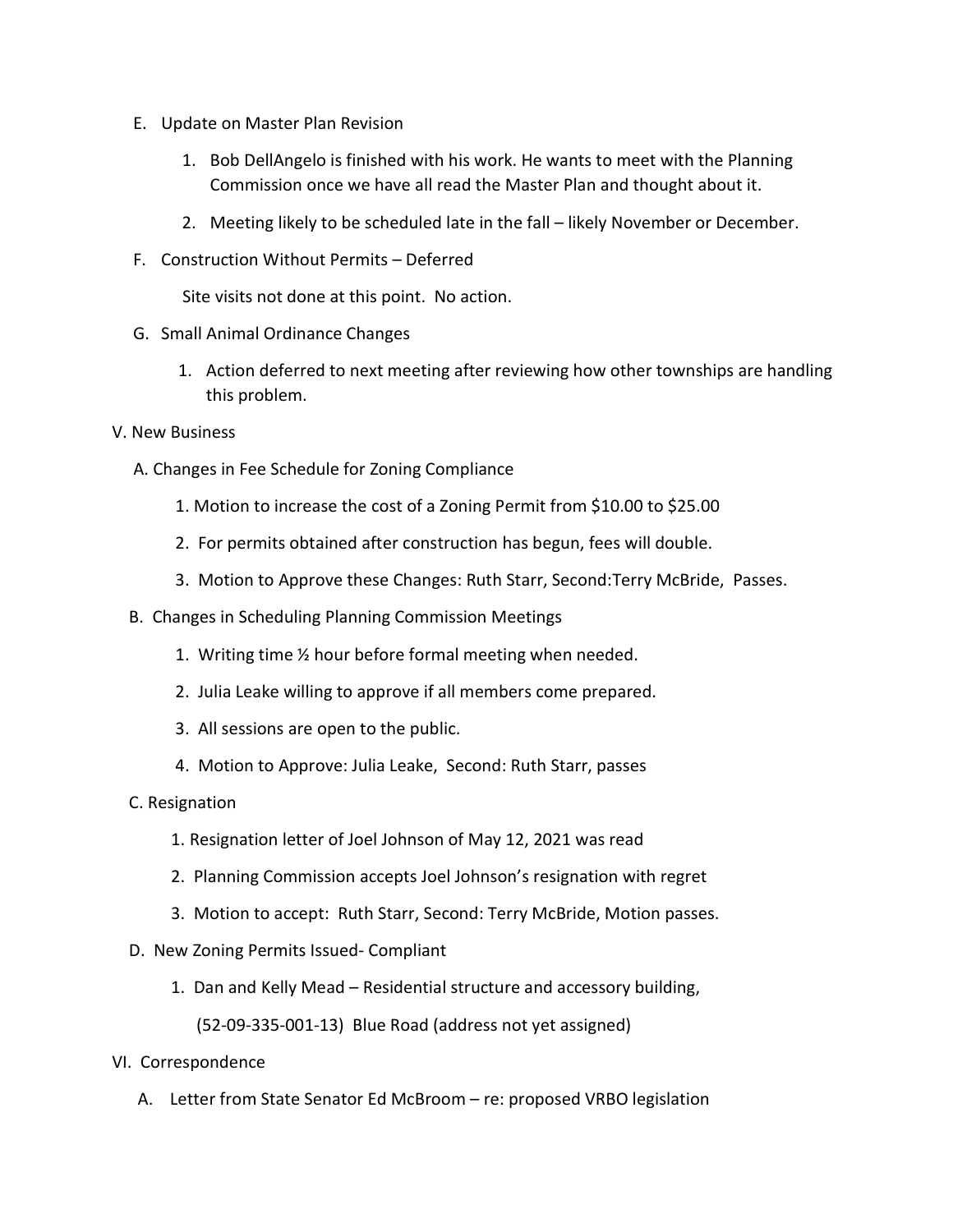E. Update on Master Plan Revision

   1. Bob DellAngelo is finished with his work. He wants to meet with the Planning Commission once we have all read the Master Plan and thought about it.

   2. Meeting likely to be scheduled late in the fall – likely November or December.

F. Construction Without Permits – Deferred

   Site visits not done at this point. No action.

G. Small Animal Ordinance Changes

   1. Action deferred to next meeting after reviewing how other townships are handling this problem.

V. New Business

A. Changes in Fee Schedule for Zoning Compliance

   1. Motion to increase the cost of a Zoning Permit from $10.00 to $25.00

   2. For permits obtained after construction has begun, fees will double.

   3. Motion to Approve these Changes: Ruth Starr, Second:Terry McBride, Passes.

B. Changes in Scheduling Planning Commission Meetings

   1. Writing time ½ hour before formal meeting when needed.

   2. Julia Leake willing to approve if all members come prepared.

   3. All sessions are open to the public.

   4. Motion to Approve: Julia Leake, Second: Ruth Starr, passes

C. Resignation

   1. Resignation letter of Joel Johnson of May 12, 2021 was read

   2. Planning Commission accepts Joel Johnson's resignation with regret

   3. Motion to accept: Ruth Starr, Second: Terry McBride, Motion passes.

D. New Zoning Permits Issued- Compliant

   1. Dan and Kelly Mead – Residential structure and accessory building,

      (52-09-335-001-13) Blue Road (address not yet assigned)

VI. Correspondence

A. Letter from State Senator Ed McBroom – re: proposed VRBO legislation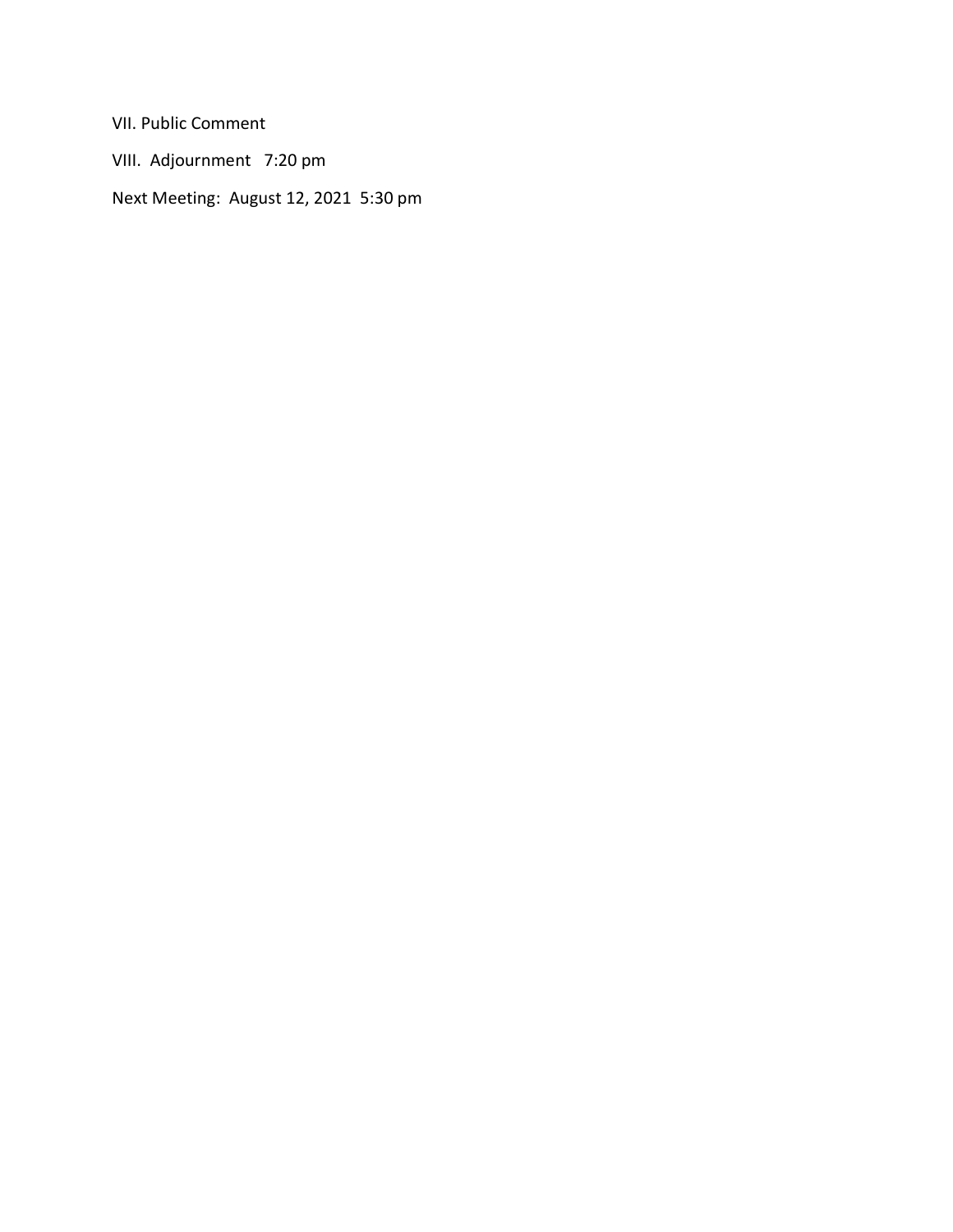VII. Public Comment

VIII. Adjournment 7:20 pm

Next Meeting: August 12, 2021 5:30 pm